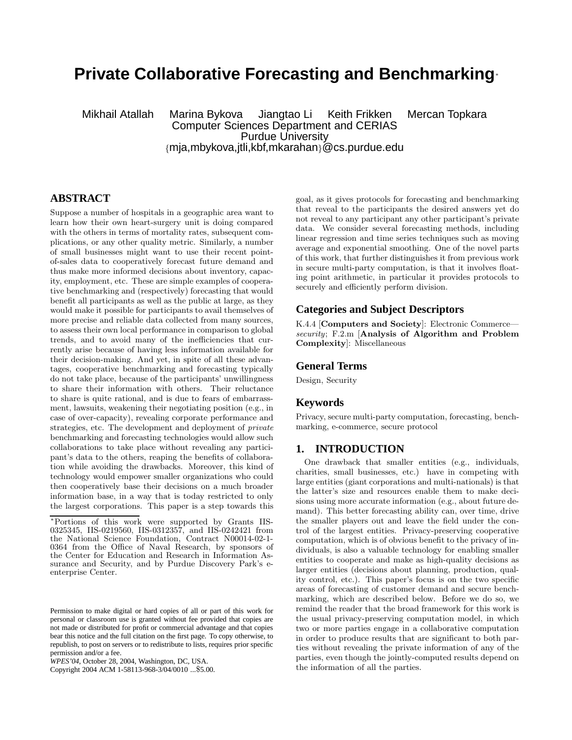# Private Collaborative Forecasting and Benchmarking*

Mikhail Atallah Marina Bykova Jiangtao Li Keith Frikken Mercan Topkara
Computer Sciences Department and CERIAS
Purdue University
{mja,mbykova,jtli,kbf,mkarahan}@cs.purdue.edu

## ABSTRACT

Suppose a number of hospitals in a geographic area want to learn how their own heart-surgery unit is doing compared with the others in terms of mortality rates, subsequent complications, or any other quality metric. Similarly, a number of small businesses might want to use their recent point-of-sales data to cooperatively forecast future demand and thus make more informed decisions about inventory, capacity, employment, etc. These are simple examples of cooperative benchmarking and (respectively) forecasting that would benefit all participants as well as the public at large, as they would make it possible for participants to avail themselves of more precise and reliable data collected from many sources, to assess their own local performance in comparison to global trends, and to avoid many of the inefficiencies that currently arise because of having less information available for their decision-making. And yet, in spite of all these advantages, cooperative benchmarking and forecasting typically do not take place, because of the participants' unwillingness to share their information with others. Their reluctance to share is quite rational, and is due to fears of embarrassment, lawsuits, weakening their negotiating position (e.g., in case of over-capacity), revealing corporate performance and strategies, etc. The development and deployment of *private* benchmarking and forecasting technologies would allow such collaborations to take place without revealing any participant's data to the others, reaping the benefits of collaboration while avoiding the drawbacks. Moreover, this kind of technology would empower smaller organizations who could then cooperatively base their decisions on a much broader information base, in a way that is today restricted to only the largest corporations. This paper is a step towards this goal, as it gives protocols for forecasting and benchmarking that reveal to the participants the desired answers yet do not reveal to any participant any other participant's private data. We consider several forecasting methods, including linear regression and time series techniques such as moving average and exponential smoothing. One of the novel parts of this work, that further distinguishes it from previous work in secure multi-party computation, is that it involves floating point arithmetic, in particular it provides protocols to securely and efficiently perform division.

*Portions of this work were supported by Grants IIS-0325345, IIS-0219560, IIS-0312357, and IIS-0242421 from the National Science Foundation, Contract N00014-02-1-0364 from the Office of Naval Research, by sponsors of the Center for Education and Research in Information Assurance and Security, and by Purdue Discovery Park's e-enterprise Center.

Permission to make digital or hard copies of all or part of this work for personal or classroom use is granted without fee provided that copies are not made or distributed for profit or commercial advantage and that copies bear this notice and the full citation on the first page. To copy otherwise, to republish, to post on servers or to redistribute to lists, requires prior specific permission and/or a fee.
*WPES'04*, October 28, 2004, Washington, DC, USA.
Copyright 2004 ACM 1-58113-968-3/04/0010 ...$5.00.

## Categories and Subject Descriptors

K.4.4 [**Computers and Society**]: Electronic Commerce—*security*; F.2.m [**Analysis of Algorithm and Problem Complexity**]: Miscellaneous

## General Terms

Design, Security

## Keywords

Privacy, secure multi-party computation, forecasting, benchmarking, e-commerce, secure protocol

## 1. INTRODUCTION

One drawback that smaller entities (e.g., individuals, charities, small businesses, etc.) have in competing with large entities (giant corporations and multi-nationals) is that the latter's size and resources enable them to make decisions using more accurate information (e.g., about future demand). This better forecasting ability can, over time, drive the smaller players out and leave the field under the control of the largest entities. Privacy-preserving cooperative computation, which is of obvious benefit to the privacy of individuals, is also a valuable technology for enabling smaller entities to cooperate and make as high-quality decisions as larger entities (decisions about planning, production, quality control, etc.). This paper's focus is on the two specific areas of forecasting of customer demand and secure benchmarking, which are described below. Before we do so, we remind the reader that the broad framework for this work is the usual privacy-preserving computation model, in which two or more parties engage in a collaborative computation in order to produce results that are significant to both parties without revealing the private information of any of the parties, even though the jointly-computed results depend on the information of all the parties.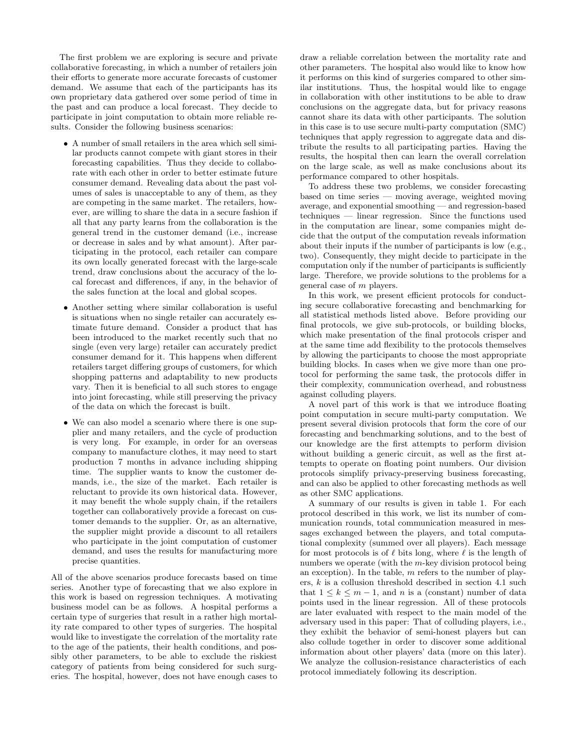The first problem we are exploring is secure and private collaborative forecasting, in which a number of retailers join their efforts to generate more accurate forecasts of customer demand. We assume that each of the participants has its own proprietary data gathered over some period of time in the past and can produce a local forecast. They decide to participate in joint computation to obtain more reliable results. Consider the following business scenarios:

- A number of small retailers in the area which sell similar products cannot compete with giant stores in their forecasting capabilities. Thus they decide to collaborate with each other in order to better estimate future consumer demand. Revealing data about the past volumes of sales is unacceptable to any of them, as they are competing in the same market. The retailers, however, are willing to share the data in a secure fashion if all that any party learns from the collaboration is the general trend in the customer demand (i.e., increase or decrease in sales and by what amount). After participating in the protocol, each retailer can compare its own locally generated forecast with the large-scale trend, draw conclusions about the accuracy of the local forecast and differences, if any, in the behavior of the sales function at the local and global scopes.
- Another setting where similar collaboration is useful is situations when no single retailer can accurately estimate future demand. Consider a product that has been introduced to the market recently such that no single (even very large) retailer can accurately predict consumer demand for it. This happens when different retailers target differing groups of customers, for which shopping patterns and adaptability to new products vary. Then it is beneficial to all such stores to engage into joint forecasting, while still preserving the privacy of the data on which the forecast is built.
- We can also model a scenario where there is one supplier and many retailers, and the cycle of production is very long. For example, in order for an overseas company to manufacture clothes, it may need to start production 7 months in advance including shipping time. The supplier wants to know the customer demands, i.e., the size of the market. Each retailer is reluctant to provide its own historical data. However, it may benefit the whole supply chain, if the retailers together can collaboratively provide a forecast on customer demands to the supplier. Or, as an alternative, the supplier might provide a discount to all retailers who participate in the joint computation of customer demand, and uses the results for manufacturing more precise quantities.

All of the above scenarios produce forecasts based on time series. Another type of forecasting that we also explore in this work is based on regression techniques. A motivating business model can be as follows. A hospital performs a certain type of surgeries that result in a rather high mortality rate compared to other types of surgeries. The hospital would like to investigate the correlation of the mortality rate to the age of the patients, their health conditions, and possibly other parameters, to be able to exclude the riskiest category of patients from being considered for such surgeries. The hospital, however, does not have enough cases to draw a reliable correlation between the mortality rate and other parameters. The hospital also would like to know how it performs on this kind of surgeries compared to other similar institutions. Thus, the hospital would like to engage in collaboration with other institutions to be able to draw conclusions on the aggregate data, but for privacy reasons cannot share its data with other participants. The solution in this case is to use secure multi-party computation (SMC) techniques that apply regression to aggregate data and distribute the results to all participating parties. Having the results, the hospital then can learn the overall correlation on the large scale, as well as make conclusions about its performance compared to other hospitals.

To address these two problems, we consider forecasting based on time series — moving average, weighted moving average, and exponential smoothing — and regression-based techniques — linear regression. Since the functions used in the computation are linear, some companies might decide that the output of the computation reveals information about their inputs if the number of participants is low (e.g., two). Consequently, they might decide to participate in the computation only if the number of participants is sufficiently large. Therefore, we provide solutions to the problems for a general case of $m$ players.

In this work, we present efficient protocols for conducting secure collaborative forecasting and benchmarking for all statistical methods listed above. Before providing our final protocols, we give sub-protocols, or building blocks, which make presentation of the final protocols crisper and at the same time add flexibility to the protocols themselves by allowing the participants to choose the most appropriate building blocks. In cases when we give more than one protocol for performing the same task, the protocols differ in their complexity, communication overhead, and robustness against colluding players.

A novel part of this work is that we introduce floating point computation in secure multi-party computation. We present several division protocols that form the core of our forecasting and benchmarking solutions, and to the best of our knowledge are the first attempts to perform division without building a generic circuit, as well as the first attempts to operate on floating point numbers. Our division protocols simplify privacy-preserving business forecasting, and can also be applied to other forecasting methods as well as other SMC applications.

A summary of our results is given in table 1. For each protocol described in this work, we list its number of communication rounds, total communication measured in messages exchanged between the players, and total computational complexity (summed over all players). Each message for most protocols is of $\ell$ bits long, where $\ell$ is the length of numbers we operate (with the $m$-key division protocol being an exception). In the table, $m$ refers to the number of players, $k$ is a collusion threshold described in section 4.1 such that $1 \leq k \leq m-1$, and $n$ is a (constant) number of data points used in the linear regression. All of these protocols are later evaluated with respect to the main model of the adversary used in this paper: That of colluding players, i.e., they exhibit the behavior of semi-honest players but can also collude together in order to discover some additional information about other players' data (more on this later). We analyze the collusion-resistance characteristics of each protocol immediately following its description.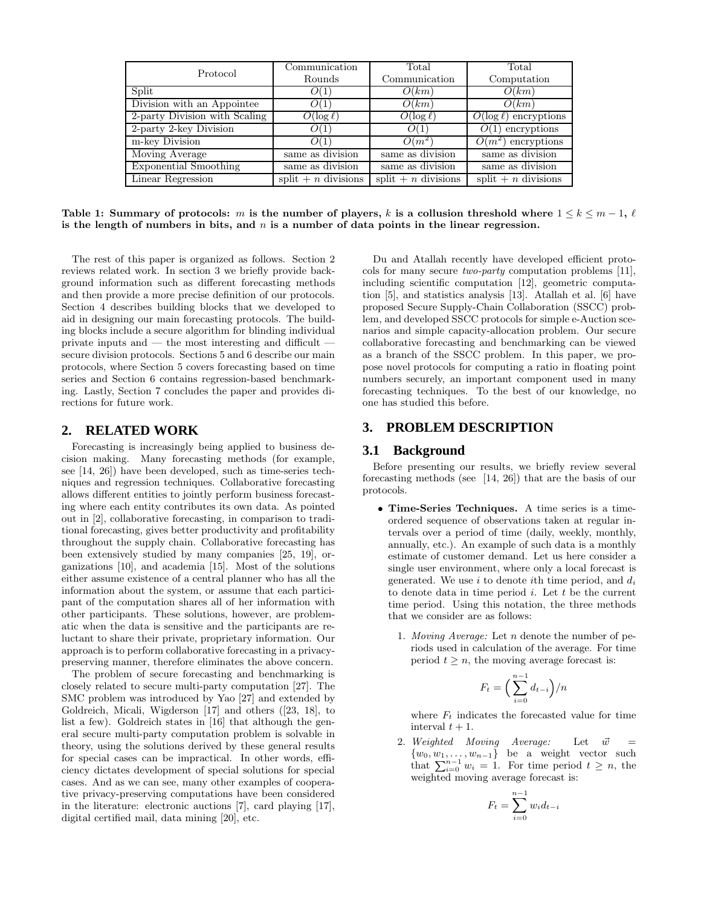| Protocol | Communication Rounds | Total Communication | Total Computation |
|---|---|---|---|
| Split | $O(1)$ | $O(km)$ | $O(km)$ |
| Division with an Appointee | $O(1)$ | $O(km)$ | $O(km)$ |
| 2-party Division with Scaling | $O(\log \ell)$ | $O(\log \ell)$ | $O(\log \ell)$ encryptions |
| 2-party 2-key Division | $O(1)$ | $O(1)$ | $O(1)$ encryptions |
| m-key Division | $O(1)$ | $O(m^2)$ | $O(m^2)$ encryptions |
| Moving Average | same as division | same as division | same as division |
| Exponential Smoothing | same as division | same as division | same as division |
| Linear Regression | split + $n$ divisions | split + $n$ divisions | split + $n$ divisions |

**Table 1: Summary of protocols: $m$ is the number of players, $k$ is a collusion threshold where $1 \leq k \leq m-1$, $\ell$ is the length of numbers in bits, and $n$ is a number of data points in the linear regression.**

The rest of this paper is organized as follows. Section 2 reviews related work. In section 3 we briefly provide background information such as different forecasting methods and then provide a more precise definition of our protocols. Section 4 describes building blocks that we developed to aid in designing our main forecasting protocols. The building blocks include a secure algorithm for blinding individual private inputs and — the most interesting and difficult — secure division protocols. Sections 5 and 6 describe our main protocols, where Section 5 covers forecasting based on time series and Section 6 contains regression-based benchmarking. Lastly, Section 7 concludes the paper and provides directions for future work.

## 2. RELATED WORK

Forecasting is increasingly being applied to business decision making. Many forecasting methods (for example, see [14, 26]) have been developed, such as time-series techniques and regression techniques. Collaborative forecasting allows different entities to jointly perform business forecasting where each entity contributes its own data. As pointed out in [2], collaborative forecasting, in comparison to traditional forecasting, gives better productivity and profitability throughout the supply chain. Collaborative forecasting has been extensively studied by many companies [25, 19], organizations [10], and academia [15]. Most of the solutions either assume existence of a central planner who has all the information about the system, or assume that each participant of the computation shares all of her information with other participants. These solutions, however, are problematic when the data is sensitive and the participants are reluctant to share their private, proprietary information. Our approach is to perform collaborative forecasting in a privacy-preserving manner, therefore eliminates the above concern.

The problem of secure forecasting and benchmarking is closely related to secure multi-party computation [27]. The SMC problem was introduced by Yao [27] and extended by Goldreich, Micali, Wigderson [17] and others ([23, 18], to list a few). Goldreich states in [16] that although the general secure multi-party computation problem is solvable in theory, using the solutions derived by these general results for special cases can be impractical. In other words, efficiency dictates development of special solutions for special cases. And as we can see, many other examples of cooperative privacy-preserving computations have been considered in the literature: electronic auctions [7], card playing [17], digital certified mail, data mining [20], etc.

Du and Atallah recently have developed efficient protocols for many secure *two-party* computation problems [11], including scientific computation [12], geometric computation [5], and statistics analysis [13]. Atallah et al. [6] have proposed Secure Supply-Chain Collaboration (SSCC) problem, and developed SSCC protocols for simple e-Auction scenarios and simple capacity-allocation problem. Our secure collaborative forecasting and benchmarking can be viewed as a branch of the SSCC problem. In this paper, we propose novel protocols for computing a ratio in floating point numbers securely, an important component used in many forecasting techniques. To the best of our knowledge, no one has studied this before.

## 3. PROBLEM DESCRIPTION

### 3.1 Background

Before presenting our results, we briefly review several forecasting methods (see [14, 26]) that are the basis of our protocols.

- **Time-Series Techniques.** A time series is a time-ordered sequence of observations taken at regular intervals over a period of time (daily, weekly, monthly, annually, etc.). An example of such data is a monthly estimate of customer demand. Let us here consider a single user environment, where only a local forecast is generated. We use $i$ to denote $i$th time period, and $d_i$ to denote data in time period $i$. Let $t$ be the current time period. Using this notation, the three methods that we consider are as follows:

  1. *Moving Average:* Let $n$ denote the number of periods used in calculation of the average. For time period $t \geq n$, the moving average forecast is:

  $$F_t = \Big(\sum_{i=0}^{n-1} d_{t-i}\Big)/n$$

  where $F_t$ indicates the forecasted value for time interval $t+1$.

  2. *Weighted Moving Average:* Let $\vec{w} = \{w_0, w_1, \ldots, w_{n-1}\}$ be a weight vector such that $\sum_{i=0}^{n-1} w_i = 1$. For time period $t \geq n$, the weighted moving average forecast is:

  $$F_t = \sum_{i=0}^{n-1} w_i d_{t-i}$$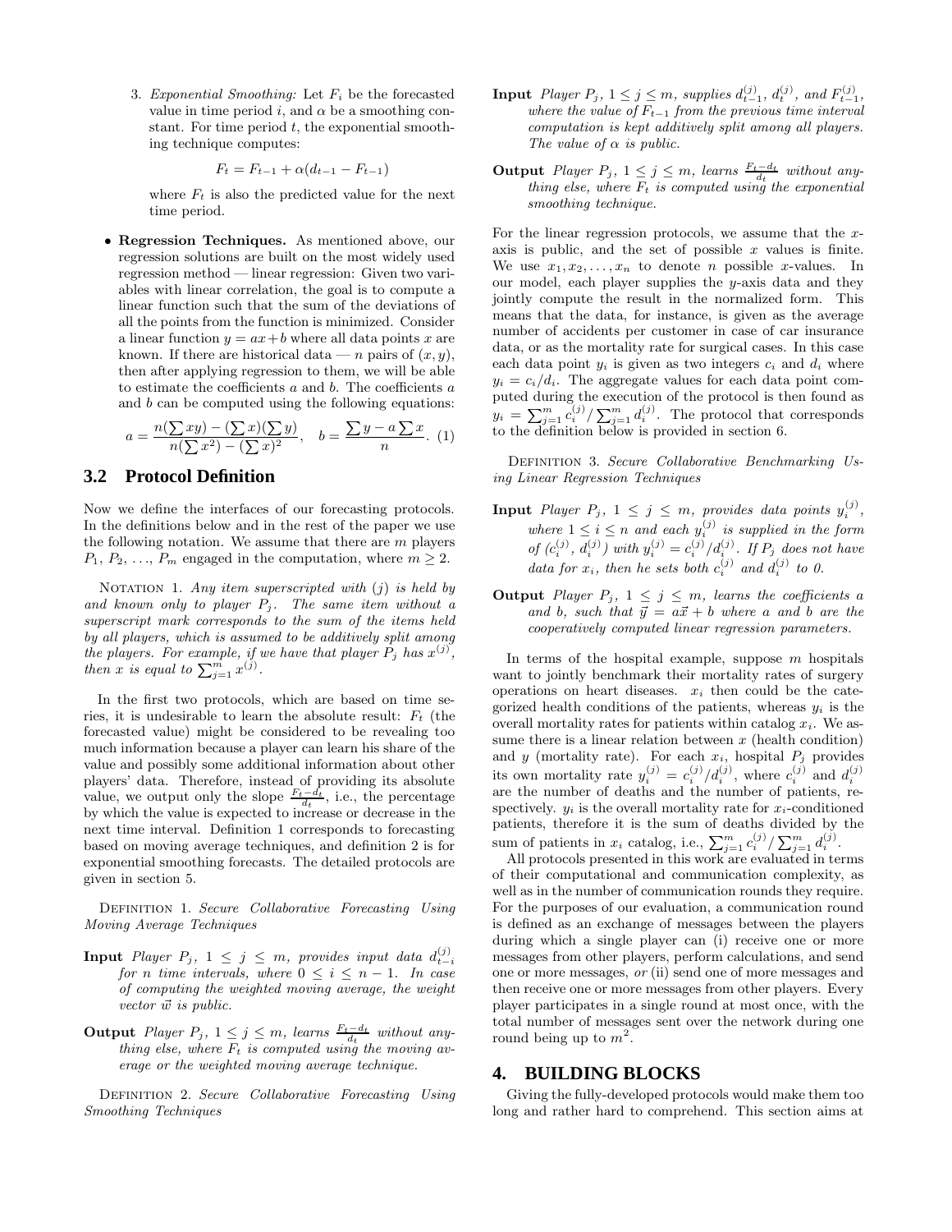3. *Exponential Smoothing:* Let $F_i$ be the forecasted value in time period $i$, and $\alpha$ be a smoothing constant. For time period $t$, the exponential smoothing technique computes:

$$F_t = F_{t-1} + \alpha(d_{t-1} - F_{t-1})$$

where $F_t$ is also the predicted value for the next time period.

- **Regression Techniques.** As mentioned above, our regression solutions are built on the most widely used regression method — linear regression: Given two variables with linear correlation, the goal is to compute a linear function such that the sum of the deviations of all the points from the function is minimized. Consider a linear function $y = ax+b$ where all data points $x$ are known. If there are historical data — $n$ pairs of $(x, y)$, then after applying regression to them, we will be able to estimate the coefficients $a$ and $b$. The coefficients $a$ and $b$ can be computed using the following equations:

$$a = \frac{n(\sum xy) - (\sum x)(\sum y)}{n(\sum x^2) - (\sum x)^2}, \quad b = \frac{\sum y - a \sum x}{n}. \quad (1)$$

## 3.2 Protocol Definition

Now we define the interfaces of our forecasting protocols. In the definitions below and in the rest of the paper we use the following notation. We assume that there are $m$ players $P_1, P_2, \ldots, P_m$ engaged in the computation, where $m \geq 2$.

Notation 1. *Any item superscripted with $(j)$ is held by and known only to player $P_j$. The same item without a superscript mark corresponds to the sum of the items held by all players, which is assumed to be additively split among the players. For example, if we have that player $P_j$ has $x^{(j)}$, then $x$ is equal to $\sum_{j=1}^{m} x^{(j)}$.*

In the first two protocols, which are based on time series, it is undesirable to learn the absolute result: $F_t$ (the forecasted value) might be considered to be revealing too much information because a player can learn his share of the value and possibly some additional information about other players' data. Therefore, instead of providing its absolute value, we output only the slope $\frac{F_t - d_t}{d_t}$, i.e., the percentage by which the value is expected to increase or decrease in the next time interval. Definition 1 corresponds to forecasting based on moving average techniques, and definition 2 is for exponential smoothing forecasts. The detailed protocols are given in section 5.

Definition 1. *Secure Collaborative Forecasting Using Moving Average Techniques*

**Input** *Player $P_j$, $1 \leq j \leq m$, provides input data $d_{t-i}^{(j)}$ for $n$ time intervals, where $0 \leq i \leq n-1$. In case of computing the weighted moving average, the weight vector $\vec{w}$ is public.*

**Output** *Player $P_j$, $1 \leq j \leq m$, learns $\frac{F_t - d_t}{d_t}$ without anything else, where $F_t$ is computed using the moving average or the weighted moving average technique.*

Definition 2. *Secure Collaborative Forecasting Using Smoothing Techniques*

**Input** *Player $P_j$, $1 \leq j \leq m$, supplies $d_{t-1}^{(j)}$, $d_t^{(j)}$, and $F_{t-1}^{(j)}$, where the value of $F_{t-1}$ from the previous time interval computation is kept additively split among all players. The value of $\alpha$ is public.*

**Output** *Player $P_j$, $1 \leq j \leq m$, learns $\frac{F_t - d_t}{d_t}$ without anything else, where $F_t$ is computed using the exponential smoothing technique.*

For the linear regression protocols, we assume that the $x$-axis is public, and the set of possible $x$ values is finite. We use $x_1, x_2, \ldots, x_n$ to denote $n$ possible $x$-values. In our model, each player supplies the $y$-axis data and they jointly compute the result in the normalized form. This means that the data, for instance, is given as the average number of accidents per customer in case of car insurance data, or as the mortality rate for surgical cases. In this case each data point $y_i$ is given as two integers $c_i$ and $d_i$ where $y_i = c_i/d_i$. The aggregate values for each data point computed during the execution of the protocol is then found as $y_i = \sum_{j=1}^{m} c_i^{(j)} / \sum_{j=1}^{m} d_i^{(j)}$. The protocol that corresponds to the definition below is provided in section 6.

Definition 3. *Secure Collaborative Benchmarking Using Linear Regression Techniques*

**Input** *Player $P_j$, $1 \leq j \leq m$, provides data points $y_i^{(j)}$, where $1 \leq i \leq n$ and each $y_i^{(j)}$ is supplied in the form of $(c_i^{(j)}, d_i^{(j)})$ with $y_i^{(j)} = c_i^{(j)}/d_i^{(j)}$. If $P_j$ does not have data for $x_i$, then he sets both $c_i^{(j)}$ and $d_i^{(j)}$ to 0.*

**Output** *Player $P_j$, $1 \leq j \leq m$, learns the coefficients $a$ and $b$, such that $\vec{y} = a\vec{x} + b$ where $a$ and $b$ are the cooperatively computed linear regression parameters.*

In terms of the hospital example, suppose $m$ hospitals want to jointly benchmark their mortality rates of surgery operations on heart diseases. $x_i$ then could be the categorized health conditions of the patients, whereas $y_i$ is the overall mortality rates for patients within catalog $x_i$. We assume there is a linear relation between $x$ (health condition) and $y$ (mortality rate). For each $x_i$, hospital $P_j$ provides its own mortality rate $y_i^{(j)} = c_i^{(j)}/d_i^{(j)}$, where $c_i^{(j)}$ and $d_i^{(j)}$ are the number of deaths and the number of patients, respectively. $y_i$ is the overall mortality rate for $x_i$-conditioned patients, therefore it is the sum of deaths divided by the sum of patients in $x_i$ catalog, i.e., $\sum_{j=1}^{m} c_i^{(j)} / \sum_{j=1}^{m} d_i^{(j)}$.

All protocols presented in this work are evaluated in terms of their computational and communication complexity, as well as in the number of communication rounds they require. For the purposes of our evaluation, a communication round is defined as an exchange of messages between the players during which a single player can (i) receive one or more messages from other players, perform calculations, and send one or more messages, *or* (ii) send one of more messages and then receive one or more messages from other players. Every player participates in a single round at most once, with the total number of messages sent over the network during one round being up to $m^2$.

# 4. BUILDING BLOCKS

Giving the fully-developed protocols would make them too long and rather hard to comprehend. This section aims at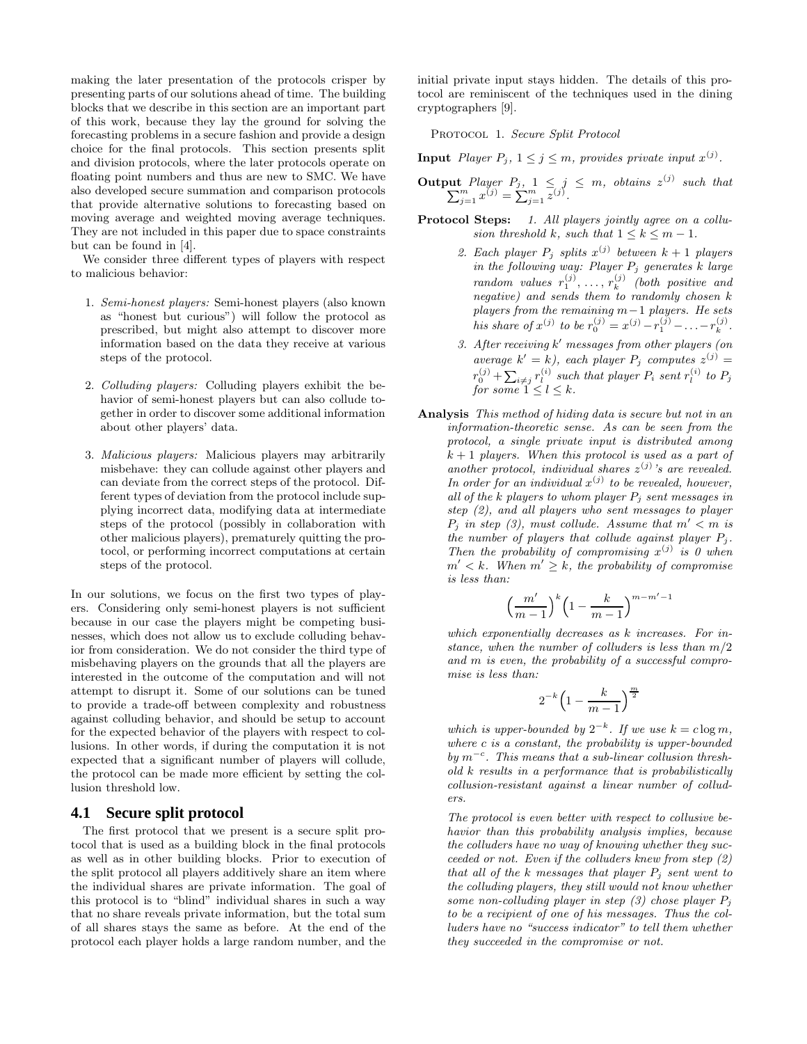making the later presentation of the protocols crisper by presenting parts of our solutions ahead of time. The building blocks that we describe in this section are an important part of this work, because they lay the ground for solving the forecasting problems in a secure fashion and provide a design choice for the final protocols. This section presents split and division protocols, where the later protocols operate on floating point numbers and thus are new to SMC. We have also developed secure summation and comparison protocols that provide alternative solutions to forecasting based on moving average and weighted moving average techniques. They are not included in this paper due to space constraints but can be found in [4].

We consider three different types of players with respect to malicious behavior:

1. *Semi-honest players:* Semi-honest players (also known as "honest but curious") will follow the protocol as prescribed, but might also attempt to discover more information based on the data they receive at various steps of the protocol.

2. *Colluding players:* Colluding players exhibit the behavior of semi-honest players but can also collude together in order to discover some additional information about other players' data.

3. *Malicious players:* Malicious players may arbitrarily misbehave: they can collude against other players and can deviate from the correct steps of the protocol. Different types of deviation from the protocol include supplying incorrect data, modifying data at intermediate steps of the protocol (possibly in collaboration with other malicious players), prematurely quitting the protocol, or performing incorrect computations at certain steps of the protocol.

In our solutions, we focus on the first two types of players. Considering only semi-honest players is not sufficient because in our case the players might be competing businesses, which does not allow us to exclude colluding behavior from consideration. We do not consider the third type of misbehaving players on the grounds that all the players are interested in the outcome of the computation and will not attempt to disrupt it. Some of our solutions can be tuned to provide a trade-off between complexity and robustness against colluding behavior, and should be setup to account for the expected behavior of the players with respect to collusions. In other words, if during the computation it is not expected that a significant number of players will collude, the protocol can be made more efficient by setting the collusion threshold low.

## 4.1 Secure split protocol

The first protocol that we present is a secure split protocol that is used as a building block in the final protocols as well as in other building blocks. Prior to execution of the split protocol all players additively share an item where the individual shares are private information. The goal of this protocol is to "blind" individual shares in such a way that no share reveals private information, but the total sum of all shares stays the same as before. At the end of the protocol each player holds a large random number, and the initial private input stays hidden. The details of this protocol are reminiscent of the techniques used in the dining cryptographers [9].

PROTOCOL 1. *Secure Split Protocol*

**Input** *Player $P_j$, $1 \leq j \leq m$, provides private input $x^{(j)}$.*

**Output** *Player $P_j$, $1 \leq j \leq m$, obtains $z^{(j)}$ such that $\sum_{j=1}^{m} x^{(j)} = \sum_{j=1}^{m} z^{(j)}$.*

**Protocol Steps:** *1. All players jointly agree on a collusion threshold $k$, such that $1 \leq k \leq m-1$.*

*2. Each player $P_j$ splits $x^{(j)}$ between $k+1$ players in the following way: Player $P_j$ generates $k$ large random values $r_1^{(j)}, \ldots, r_k^{(j)}$ (both positive and negative) and sends them to randomly chosen $k$ players from the remaining $m-1$ players. He sets his share of $x^{(j)}$ to be $r_0^{(j)} = x^{(j)} - r_1^{(j)} - \ldots - r_k^{(j)}$.*

*3. After receiving $k'$ messages from other players (on average $k' = k$), each player $P_j$ computes $z^{(j)} = r_0^{(j)} + \sum_{i \neq j} r_l^{(i)}$ such that player $P_i$ sent $r_l^{(i)}$ to $P_j$ for some $1 \leq l \leq k$.*

**Analysis** *This method of hiding data is secure but not in an information-theoretic sense. As can be seen from the protocol, a single private input is distributed among $k+1$ players. When this protocol is used as a part of another protocol, individual shares $z^{(j)}$'s are revealed. In order for an individual $x^{(j)}$ to be revealed, however, all of the $k$ players to whom player $P_j$ sent messages in step (2), and all players who sent messages to player $P_j$ in step (3), must collude. Assume that $m' < m$ is the number of players that collude against player $P_j$. Then the probability of compromising $x^{(j)}$ is 0 when $m' < k$. When $m' \geq k$, the probability of compromise is less than:*

$$\Big(\frac{m'}{m-1}\Big)^k \Big(1 - \frac{k}{m-1}\Big)^{m-m'-1}$$

*which exponentially decreases as $k$ increases. For instance, when the number of colluders is less than $m/2$ and $m$ is even, the probability of a successful compromise is less than:*

$$2^{-k}\Big(1 - \frac{k}{m-1}\Big)^{\frac{m}{2}}$$

*which is upper-bounded by $2^{-k}$. If we use $k = c \log m$, where $c$ is a constant, the probability is upper-bounded by $m^{-c}$. This means that a sub-linear collusion threshold $k$ results in a performance that is probabilistically collusion-resistant against a linear number of colluders.*

*The protocol is even better with respect to collusive behavior than this probability analysis implies, because the colluders have no way of knowing whether they succeeded or not. Even if the colluders knew from step (2) that all of the $k$ messages that player $P_j$ sent went to the colluding players, they still would not know whether some non-colluding player in step (3) chose player $P_j$ to be a recipient of one of his messages. Thus the colluders have no "success indicator" to tell them whether they succeeded in the compromise or not.*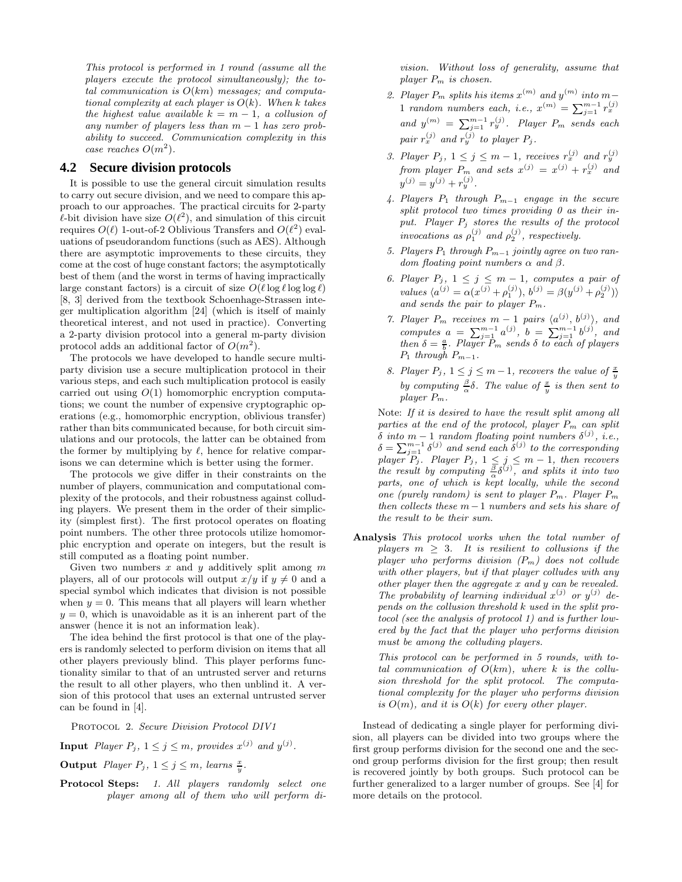*This protocol is performed in 1 round (assume all the players execute the protocol simultaneously); the total communication is $O(km)$ messages; and computational complexity at each player is $O(k)$. When $k$ takes the highest value available $k = m - 1$, a collusion of any number of players less than $m - 1$ has zero probability to succeed. Communication complexity in this case reaches $O(m^2)$.*

## 4.2 Secure division protocols

It is possible to use the general circuit simulation results to carry out secure division, and we need to compare this approach to our approaches. The practical circuits for 2-party $\ell$-bit division have size $O(\ell^2)$, and simulation of this circuit requires $O(\ell)$ 1-out-of-2 Oblivious Transfers and $O(\ell^2)$ evaluations of pseudorandom functions (such as AES). Although there are asymptotic improvements to these circuits, they come at the cost of huge constant factors; the asymptotically best of them (and the worst in terms of having impractically large constant factors) is a circuit of size $O(\ell \log \ell \log \log \ell)$ [8, 3] derived from the textbook Schoenhage-Strassen integer multiplication algorithm [24] (which is itself of mainly theoretical interest, and not used in practice). Converting a 2-party division protocol into a general m-party division protocol adds an additional factor of $O(m^2)$.

The protocols we have developed to handle secure multiparty division use a secure multiplication protocol in their various steps, and each such multiplication protocol is easily carried out using $O(1)$ homomorphic encryption computations; we count the number of expensive cryptographic operations (e.g., homomorphic encryption, oblivious transfer) rather than bits communicated because, for both circuit simulations and our protocols, the latter can be obtained from the former by multiplying by $\ell$, hence for relative comparisons we can determine which is better using the former.

The protocols we give differ in their constraints on the number of players, communication and computational complexity of the protocols, and their robustness against colluding players. We present them in the order of their simplicity (simplest first). The first protocol operates on floating point numbers. The other three protocols utilize homomorphic encryption and operate on integers, but the result is still computed as a floating point number.

Given two numbers $x$ and $y$ additively split among $m$ players, all of our protocols will output $x/y$ if $y \neq 0$ and a special symbol which indicates that division is not possible when $y = 0$. This means that all players will learn whether $y = 0$, which is unavoidable as it is an inherent part of the answer (hence it is not an information leak).

The idea behind the first protocol is that one of the players is randomly selected to perform division on items that all other players previously blind. This player performs functionality similar to that of an untrusted server and returns the result to all other players, who then unblind it. A version of this protocol that uses an external untrusted server can be found in [4].

PROTOCOL 2. *Secure Division Protocol DIV1*

**Input** *Player $P_j$, $1 \leq j \leq m$, provides $x^{(j)}$ and $y^{(j)}$.*

**Output** *Player $P_j$, $1 \leq j \leq m$, learns $\frac{x}{y}$.*

**Protocol Steps:**

1. *All players randomly select one player among all of them who will perform division. Without loss of generality, assume that player $P_m$ is chosen.*
2. *Player $P_m$ splits his items $x^{(m)}$ and $y^{(m)}$ into $m-1$ random numbers each, i.e., $x^{(m)} = \sum_{j=1}^{m-1} r_x^{(j)}$ and $y^{(m)} = \sum_{j=1}^{m-1} r_y^{(j)}$. Player $P_m$ sends each pair $r_x^{(j)}$ and $r_y^{(j)}$ to player $P_j$.*
3. *Player $P_j$, $1 \leq j \leq m-1$, receives $r_x^{(j)}$ and $r_y^{(j)}$ from player $P_m$ and sets $x^{(j)} = x^{(j)} + r_x^{(j)}$ and $y^{(j)} = y^{(j)} + r_y^{(j)}$.*
4. *Players $P_1$ through $P_{m-1}$ engage in the secure split protocol two times providing 0 as their input. Player $P_j$ stores the results of the protocol invocations as $\rho_1^{(j)}$ and $\rho_2^{(j)}$, respectively.*
5. *Players $P_1$ through $P_{m-1}$ jointly agree on two random floating point numbers $\alpha$ and $\beta$.*
6. *Player $P_j$, $1 \leq j \leq m-1$, computes a pair of values $\langle a^{(j)} = \alpha(x^{(j)} + \rho_1^{(j)}),\ b^{(j)} = \beta(y^{(j)} + \rho_2^{(j)})\rangle$ and sends the pair to player $P_m$.*
7. *Player $P_m$ receives $m-1$ pairs $\langle a^{(j)}, b^{(j)}\rangle$, and computes $a = \sum_{j=1}^{m-1} a^{(j)}$, $b = \sum_{j=1}^{m-1} b^{(j)}$, and then $\delta = \frac{a}{b}$. Player $P_m$ sends $\delta$ to each of players $P_1$ through $P_{m-1}$.*
8. *Player $P_j$, $1 \leq j \leq m-1$, recovers the value of $\frac{x}{y}$ by computing $\frac{\beta}{\alpha}\delta$. The value of $\frac{x}{y}$ is then sent to player $P_m$.*

Note: *If it is desired to have the result split among all parties at the end of the protocol, player $P_m$ can split $\delta$ into $m-1$ random floating point numbers $\delta^{(j)}$, i.e., $\delta = \sum_{j=1}^{m-1} \delta^{(j)}$ and send each $\delta^{(j)}$ to the corresponding player $P_j$. Player $P_j$, $1 \leq j \leq m-1$, then recovers the result by computing $\frac{\beta}{\alpha}\delta^{(j)}$, and splits it into two parts, one of which is kept locally, while the second one (purely random) is sent to player $P_m$. Player $P_m$ then collects these $m-1$ numbers and sets his share of the result to be their sum.*

**Analysis** *This protocol works when the total number of players $m \geq 3$. It is resilient to collusions if the player who performs division ($P_m$) does not collude with other players, but if that player colludes with any other player then the aggregate $x$ and $y$ can be revealed. The probability of learning individual $x^{(j)}$ or $y^{(j)}$ depends on the collusion threshold $k$ used in the split protocol (see the analysis of protocol 1) and is further lowered by the fact that the player who performs division must be among the colluding players.*

*This protocol can be performed in 5 rounds, with total communication of $O(km)$, where $k$ is the collusion threshold for the split protocol. The computational complexity for the player who performs division is $O(m)$, and it is $O(k)$ for every other player.*

Instead of dedicating a single player for performing division, all players can be divided into two groups where the first group performs division for the second one and the second group performs division for the first group; then result is recovered jointly by both groups. Such protocol can be further generalized to a larger number of groups. See [4] for more details on the protocol.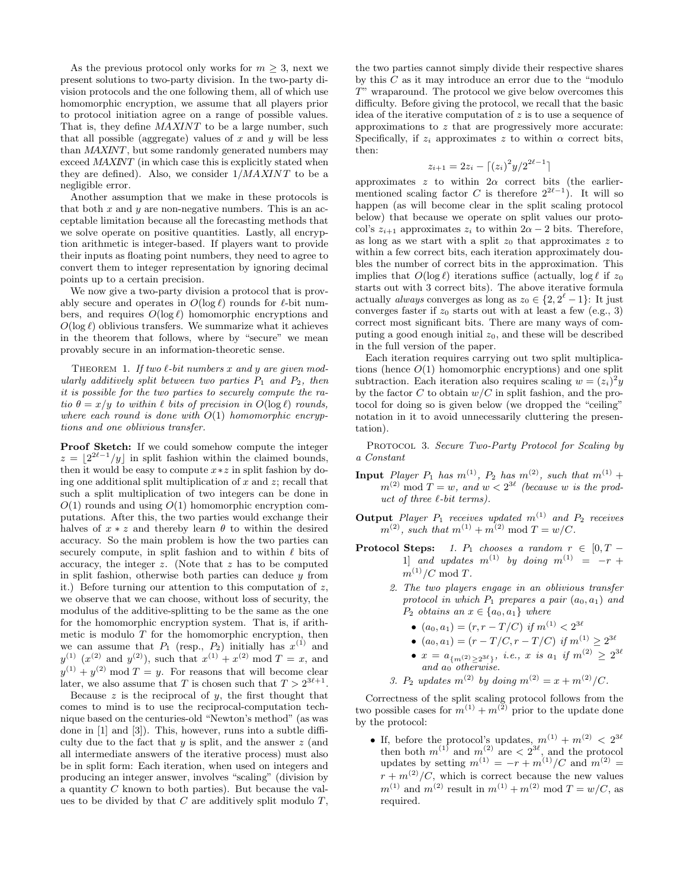As the previous protocol only works for $m \geq 3$, next we present solutions to two-party division. In the two-party division protocols and the one following them, all of which use homomorphic encryption, we assume that all players prior to protocol initiation agree on a range of possible values. That is, they define *MAXINT* to be a large number, such that all possible (aggregate) values of $x$ and $y$ will be less than *MAXINT*, but some randomly generated numbers may exceed *MAXINT* (in which case this is explicitly stated when they are defined). Also, we consider $1/MAXINT$ to be a negligible error.

Another assumption that we make in these protocols is that both $x$ and $y$ are non-negative numbers. This is an acceptable limitation because all the forecasting methods that we solve operate on positive quantities. Lastly, all encryption arithmetic is integer-based. If players want to provide their inputs as floating point numbers, they need to agree to convert them to integer representation by ignoring decimal points up to a certain precision.

We now give a two-party division a protocol that is provably secure and operates in $O(\log \ell)$ rounds for $\ell$-bit numbers, and requires $O(\log \ell)$ homomorphic encryptions and $O(\log \ell)$ oblivious transfers. We summarize what it achieves in the theorem that follows, where by "secure" we mean provably secure in an information-theoretic sense.

Theorem 1. *If two $\ell$-bit numbers $x$ and $y$ are given modularly additively split between two parties $P_1$ and $P_2$, then it is possible for the two parties to securely compute the ratio $\theta = x/y$ to within $\ell$ bits of precision in $O(\log \ell)$ rounds, where each round is done with $O(1)$ homomorphic encryptions and one oblivious transfer.*

**Proof Sketch:** If we could somehow compute the integer $z = \lfloor 2^{2\ell-1}/y \rfloor$ in split fashion within the claimed bounds, then it would be easy to compute $x*z$ in split fashion by doing one additional split multiplication of $x$ and $z$; recall that such a split multiplication of two integers can be done in $O(1)$ rounds and using $O(1)$ homomorphic encryption computations. After this, the two parties would exchange their halves of $x*z$ and thereby learn $\theta$ to within the desired accuracy. So the main problem is how the two parties can securely compute, in split fashion and to within $\ell$ bits of accuracy, the integer $z$. (Note that $z$ has to be computed in split fashion, otherwise both parties can deduce $y$ from it.) Before turning our attention to this computation of $z$, we observe that we can choose, without loss of security, the modulus of the additive-splitting to be the same as the one for the homomorphic encryption system. That is, if arithmetic is modulo $T$ for the homomorphic encryption, then we can assume that $P_1$ (resp., $P_2$) initially has $x^{(1)}$ and $y^{(1)}$ ($x^{(2)}$ and $y^{(2)}$), such that $x^{(1)} + x^{(2)} \bmod T = x$, and $y^{(1)} + y^{(2)} \bmod T = y$. For reasons that will become clear later, we also assume that $T$ is chosen such that $T > 2^{3\ell+1}$.

Because $z$ is the reciprocal of $y$, the first thought that comes to mind is to use the reciprocal-computation technique based on the centuries-old "Newton's method" (as was done in [1] and [3]). This, however, runs into a subtle difficulty due to the fact that $y$ is split, and the answer $z$ (and all intermediate answers of the iterative process) must also be in split form: Each iteration, when used on integers and producing an integer answer, involves "scaling" (division by a quantity $C$ known to both parties). But because the values to be divided by that $C$ are additively split modulo $T$, the two parties cannot simply divide their respective shares by this $C$ as it may introduce an error due to the "modulo $T$" wraparound. The protocol we give below overcomes this difficulty. Before giving the protocol, we recall that the basic idea of the iterative computation of $z$ is to use a sequence of approximations to $z$ that are progressively more accurate: Specifically, if $z_i$ approximates $z$ to within $\alpha$ correct bits, then:

$$z_{i+1} = 2z_i - \lceil (z_i)^2 y / 2^{2\ell-1} \rceil$$

approximates $z$ to within $2\alpha$ correct bits (the earlier-mentioned scaling factor $C$ is therefore $2^{2\ell-1}$). It will so happen (as will become clear in the split scaling protocol below) that because we operate on split values our protocol's $z_{i+1}$ approximates $z_i$ to within $2\alpha - 2$ bits. Therefore, as long as we start with a split $z_0$ that approximates $z$ to within a few correct bits, each iteration approximately doubles the number of correct bits in the approximation. This implies that $O(\log \ell)$ iterations suffice (actually, $\log \ell$ if $z_0$ starts out with 3 correct bits). The above iterative formula actually *always* converges as long as $z_0 \in \{2, 2^\ell - 1\}$: It just converges faster if $z_0$ starts out with at least a few (e.g., 3) correct most significant bits. There are many ways of computing a good enough initial $z_0$, and these will be described in the full version of the paper.

Each iteration requires carrying out two split multiplications (hence $O(1)$ homomorphic encryptions) and one split subtraction. Each iteration also requires scaling $w = (z_i)^2 y$ by the factor $C$ to obtain $w/C$ in split fashion, and the protocol for doing so is given below (we dropped the "ceiling" notation in it to avoid unnecessarily cluttering the presentation).

Protocol 3. *Secure Two-Party Protocol for Scaling by a Constant*

**Input** *Player $P_1$ has $m^{(1)}$, $P_2$ has $m^{(2)}$, such that $m^{(1)} + m^{(2)} \bmod T = w$, and $w < 2^{3\ell}$ (because $w$ is the product of three $\ell$-bit terms).*

**Output** *Player $P_1$ receives updated $m^{(1)}$ and $P_2$ receives $m^{(2)}$, such that $m^{(1)} + m^{(2)} \bmod T = w/C$.*

**Protocol Steps:**

1. *$P_1$ chooses a random $r \in [0, T-1]$ and updates $m^{(1)}$ by doing $m^{(1)} = -r + m^{(1)}/C \bmod T$.*
2. *The two players engage in an oblivious transfer protocol in which $P_1$ prepares a pair $(a_0, a_1)$ and $P_2$ obtains an $x \in \{a_0, a_1\}$ where*
   - *$(a_0, a_1) = (r, r - T/C)$ if $m^{(1)} < 2^{3\ell}$*
   - *$(a_0, a_1) = (r - T/C, r - T/C)$ if $m^{(1)} \geq 2^{3\ell}$*
   - *$x = a_{\{m^{(2)} \geq 2^{3\ell}\}}$, i.e., $x$ is $a_1$ if $m^{(2)} \geq 2^{3\ell}$ and $a_0$ otherwise.*
3. *$P_2$ updates $m^{(2)}$ by doing $m^{(2)} = x + m^{(2)}/C$.*

Correctness of the split scaling protocol follows from the two possible cases for $m^{(1)} + m^{(2)}$ prior to the update done by the protocol:

- If, before the protocol's updates, $m^{(1)} + m^{(2)} < 2^{3\ell}$ then both $m^{(1)}$ and $m^{(2)}$ are $< 2^{3\ell}$, and the protocol updates by setting $m^{(1)} = -r + m^{(1)}/C$ and $m^{(2)} = r + m^{(2)}/C$, which is correct because the new values $m^{(1)}$ and $m^{(2)}$ result in $m^{(1)} + m^{(2)} \bmod T = w/C$, as required.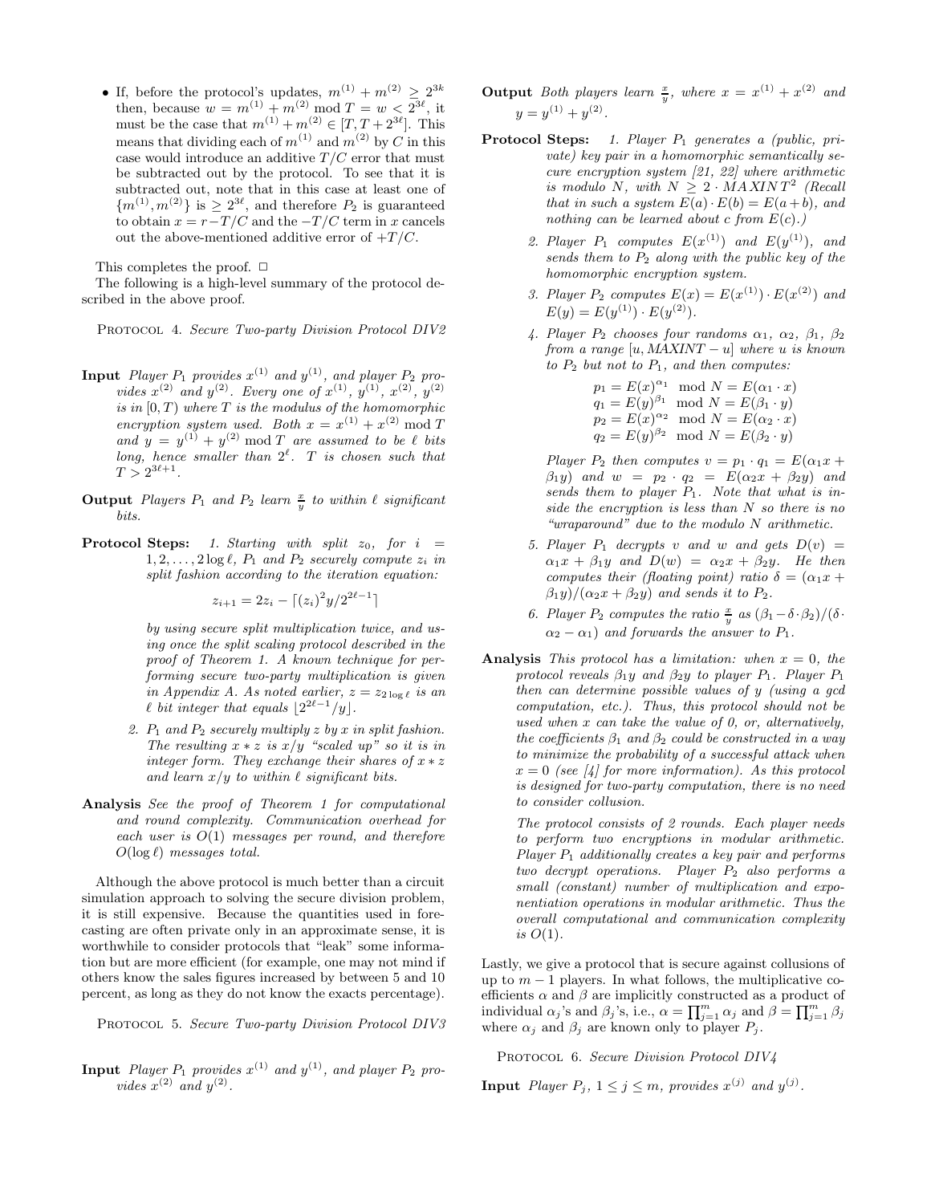- If, before the protocol's updates, $m^{(1)} + m^{(2)} \geq 2^{3k}$ then, because $w = m^{(1)} + m^{(2)} \bmod T = w < 2^{3\ell}$, it must be the case that $m^{(1)} + m^{(2)} \in [T, T + 2^{3\ell}]$. This means that dividing each of $m^{(1)}$ and $m^{(2)}$ by $C$ in this case would introduce an additive $T/C$ error that must be subtracted out by the protocol. To see that it is subtracted out, note that in this case at least one of $\{m^{(1)}, m^{(2)}\}$ is $\geq 2^{3\ell}$, and therefore $P_2$ is guaranteed to obtain $x = r - T/C$ and the $-T/C$ term in $x$ cancels out the above-mentioned additive error of $+T/C$.

This completes the proof. □

The following is a high-level summary of the protocol described in the above proof.

PROTOCOL 4. *Secure Two-party Division Protocol DIV2*

**Input** *Player $P_1$ provides $x^{(1)}$ and $y^{(1)}$, and player $P_2$ provides $x^{(2)}$ and $y^{(2)}$. Every one of $x^{(1)}$, $y^{(1)}$, $x^{(2)}$, $y^{(2)}$ is in $[0, T)$ where $T$ is the modulus of the homomorphic encryption system used. Both $x = x^{(1)} + x^{(2)} \bmod T$ and $y = y^{(1)} + y^{(2)} \bmod T$ are assumed to be $\ell$ bits long, hence smaller than $2^\ell$. $T$ is chosen such that $T > 2^{3\ell+1}$.*

**Output** *Players $P_1$ and $P_2$ learn $\frac{x}{y}$ to within $\ell$ significant bits.*

**Protocol Steps:** *1. Starting with split $z_0$, for $i = 1, 2, \ldots, 2\log\ell$, $P_1$ and $P_2$ securely compute $z_i$ in split fashion according to the iteration equation:*

$$z_{i+1} = 2z_i - \lceil (z_i)^2 y / 2^{2\ell-1} \rceil$$

*by using secure split multiplication twice, and using once the split scaling protocol described in the proof of Theorem 1. A known technique for performing secure two-party multiplication is given in Appendix A. As noted earlier, $z = z_{2\log\ell}$ is an $\ell$ bit integer that equals $\lfloor 2^{2\ell-1}/y \rfloor$.*

*2. $P_1$ and $P_2$ securely multiply $z$ by $x$ in split fashion. The resulting $x * z$ is $x/y$ "scaled up" so it is in integer form. They exchange their shares of $x * z$ and learn $x/y$ to within $\ell$ significant bits.*

**Analysis** *See the proof of Theorem 1 for computational and round complexity. Communication overhead for each user is $O(1)$ messages per round, and therefore $O(\log\ell)$ messages total.*

Although the above protocol is much better than a circuit simulation approach to solving the secure division problem, it is still expensive. Because the quantities used in forecasting are often private only in an approximate sense, it is worthwhile to consider protocols that "leak" some information but are more efficient (for example, one may not mind if others know the sales figures increased by between 5 and 10 percent, as long as they do not know the exacts percentage).

PROTOCOL 5. *Secure Two-party Division Protocol DIV3*

**Input** *Player $P_1$ provides $x^{(1)}$ and $y^{(1)}$, and player $P_2$ provides $x^{(2)}$ and $y^{(2)}$.*

**Output** *Both players learn $\frac{x}{y}$, where $x = x^{(1)} + x^{(2)}$ and $y = y^{(1)} + y^{(2)}$.*

**Protocol Steps:** *1. Player $P_1$ generates a (public, private) key pair in a homomorphic semantically secure encryption system [21, 22] where arithmetic is modulo $N$, with $N \geq 2 \cdot MAXINT^2$ (Recall that in such a system $E(a) \cdot E(b) = E(a+b)$, and nothing can be learned about $c$ from $E(c)$.)*

*2. Player $P_1$ computes $E(x^{(1)})$ and $E(y^{(1)})$, and sends them to $P_2$ along with the public key of the homomorphic encryption system.*

*3. Player $P_2$ computes $E(x) = E(x^{(1)}) \cdot E(x^{(2)})$ and $E(y) = E(y^{(1)}) \cdot E(y^{(2)})$.*

*4. Player $P_2$ chooses four randoms $\alpha_1$, $\alpha_2$, $\beta_1$, $\beta_2$ from a range $[u, MAXINT - u]$ where $u$ is known to $P_2$ but not to $P_1$, and then computes:*

$$\begin{aligned} p_1 &= E(x)^{\alpha_1} \mod N = E(\alpha_1 \cdot x) \\ q_1 &= E(y)^{\beta_1} \mod N = E(\beta_1 \cdot y) \\ p_2 &= E(x)^{\alpha_2} \mod N = E(\alpha_2 \cdot x) \\ q_2 &= E(y)^{\beta_2} \mod N = E(\beta_2 \cdot y) \end{aligned}$$

*Player $P_2$ then computes $v = p_1 \cdot q_1 = E(\alpha_1 x + \beta_1 y)$ and $w = p_2 \cdot q_2 = E(\alpha_2 x + \beta_2 y)$ and sends them to player $P_1$. Note that what is inside the encryption is less than $N$ so there is no "wraparound" due to the modulo $N$ arithmetic.*

*5. Player $P_1$ decrypts $v$ and $w$ and gets $D(v) = \alpha_1 x + \beta_1 y$ and $D(w) = \alpha_2 x + \beta_2 y$. He then computes their (floating point) ratio $\delta = (\alpha_1 x + \beta_1 y)/(\alpha_2 x + \beta_2 y)$ and sends it to $P_2$.*

*6. Player $P_2$ computes the ratio $\frac{x}{y}$ as $(\beta_1 - \delta \cdot \beta_2)/(\delta \cdot \alpha_2 - \alpha_1)$ and forwards the answer to $P_1$.*

**Analysis** *This protocol has a limitation: when $x = 0$, the protocol reveals $\beta_1 y$ and $\beta_2 y$ to player $P_1$. Player $P_1$ then can determine possible values of $y$ (using a gcd computation, etc.). Thus, this protocol should not be used when $x$ can take the value of 0, or, alternatively, the coefficients $\beta_1$ and $\beta_2$ could be constructed in a way to minimize the probability of a successful attack when $x = 0$ (see [4] for more information). As this protocol is designed for two-party computation, there is no need to consider collusion.*

*The protocol consists of 2 rounds. Each player needs to perform two encryptions in modular arithmetic. Player $P_1$ additionally creates a key pair and performs two decrypt operations. Player $P_2$ also performs a small (constant) number of multiplication and exponentiation operations in modular arithmetic. Thus the overall computational and communication complexity is $O(1)$.*

Lastly, we give a protocol that is secure against collusions of up to $m - 1$ players. In what follows, the multiplicative coefficients $\alpha$ and $\beta$ are implicitly constructed as a product of individual $\alpha_j$'s and $\beta_j$'s, i.e., $\alpha = \prod_{j=1}^{m} \alpha_j$ and $\beta = \prod_{j=1}^{m} \beta_j$ where $\alpha_j$ and $\beta_j$ are known only to player $P_j$.

PROTOCOL 6. *Secure Division Protocol DIV4*

**Input** *Player $P_j$, $1 \leq j \leq m$, provides $x^{(j)}$ and $y^{(j)}$.*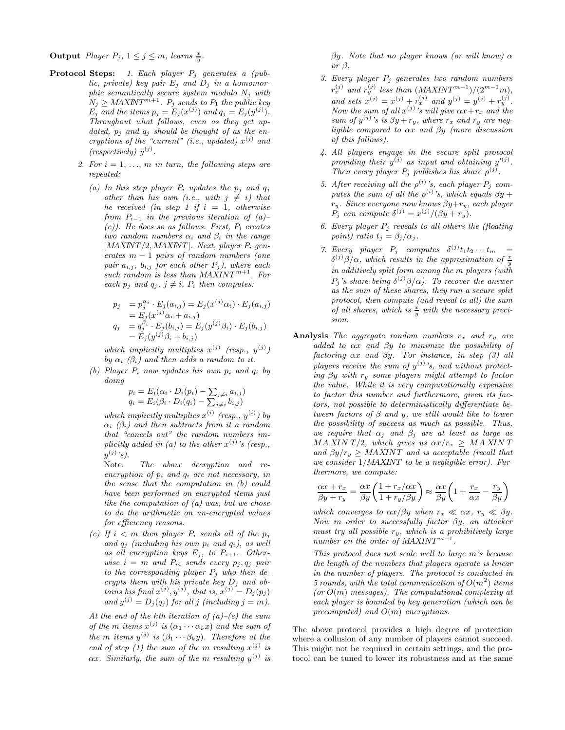**Output** *Player $P_j$, $1 \le j \le m$, learns $\frac{x}{y}$.*

**Protocol Steps:** *1. Each player $P_j$ generates a (public, private) key pair $E_j$ and $D_j$ in a homomorphic semantically secure system modulo $N_j$ with $N_j \ge MAXINT^{m+1}$. $P_j$ sends to $P_1$ the public key $E_j$ and the items $p_j = E_j(x^{(j)})$ and $q_j = E_j(y^{(j)})$. Throughout what follows, even as they get updated, $p_j$ and $q_j$ should be thought of as the encryptions of the "current" (i.e., updated) $x^{(j)}$ and (respectively) $y^{(j)}$.*

*2. For $i = 1, \ldots, m$ in turn, the following steps are repeated:*

*(a) In this step player $P_i$ updates the $p_j$ and $q_j$ other than his own (i.e., with $j \neq i$) that he received (in step 1 if $i = 1$, otherwise from $P_{i-1}$ in the previous iteration of (a)–(c)). He does so as follows. First, $P_i$ creates two random numbers $\alpha_i$ and $\beta_i$ in the range $[MAXINT/2, MAXINT]$. Next, player $P_i$ generates $m-1$ pairs of random numbers (one pair $a_{i,j}$, $b_{i,j}$ for each other $P_j$), where each such random is less than $MAXINT^{m+1}$. For each $p_j$ and $q_j$, $j \neq i$, $P_i$ then computes:*

$$
\begin{aligned}
p_j &= p_j^{\alpha_i} \cdot E_j(a_{i,j}) = E_j(x^{(j)}\alpha_i) \cdot E_j(a_{i,j}) \\
&= E_j(x^{(j)}\alpha_i + a_{i,j}) \\
q_j &= q_j^{\beta_i} \cdot E_j(b_{i,j}) = E_j(y^{(j)}\beta_i) \cdot E_j(b_{i,j}) \\
&= E_j(y^{(j)}\beta_i + b_{i,j})
\end{aligned}
$$

*which implicitly multiplies $x^{(j)}$ (resp., $y^{(j)}$) by $\alpha_i$ ($\beta_i$) and then adds a random to it.*

*(b) Player $P_i$ now updates his own $p_i$ and $q_i$ by doing*

$$
\begin{aligned}
p_i &= E_i(\alpha_i \cdot D_i(p_i) - \textstyle\sum_{j \neq i} a_{i,j}) \\
q_i &= E_i(\beta_i \cdot D_i(q_i) - \textstyle\sum_{j \neq i} b_{i,j})
\end{aligned}
$$

*which implicitly multiplies $x^{(i)}$ (resp., $y^{(i)}$) by $\alpha_i$ ($\beta_i$) and then subtracts from it a random that "cancels out" the random numbers implicitly added in (a) to the other $x^{(j)}$'s (resp., $y^{(j)}$'s).*

*Note: The above decryption and re-encryption of $p_i$ and $q_i$ are not necessary, in the sense that the computation in (b) could have been performed on encrypted items just like the computation of (a) was, but we chose to do the arithmetic on un-encrypted values for efficiency reasons.*

*(c) If $i < m$ then player $P_i$ sends all of the $p_j$ and $q_j$ (including his own $p_i$ and $q_i$), as well as all encryption keys $E_j$, to $P_{i+1}$. Otherwise $i = m$ and $P_m$ sends every $p_j, q_j$ pair to the corresponding player $P_j$ who then decrypts them with his private key $D_j$ and obtains his final $x^{(j)}, y^{(j)}$, that is, $x^{(j)} = D_j(p_j)$ and $y^{(j)} = D_j(q_j)$ for all $j$ (including $j = m$).*

*At the end of the $k$th iteration of (a)–(e) the sum of the $m$ items $x^{(j)}$ is $(\alpha_1 \cdots \alpha_k x)$ and the sum of the $m$ items $y^{(j)}$ is $(\beta_1 \cdots \beta_k y)$. Therefore at the end of step (1) the sum of the $m$ resulting $x^{(j)}$ is $\alpha x$. Similarly, the sum of the $m$ resulting $y^{(j)}$ is $\beta y$. Note that no player knows (or will know) $\alpha$ or $\beta$.*

*3. Every player $P_j$ generates two random numbers $r_x^{(j)}$ and $r_y^{(j)}$ less than $(MAXINT^{m-1})/(2^{m-1}m)$, and sets $x^{(j)} = x^{(j)} + r_x^{(j)}$ and $y^{(j)} = y^{(j)} + r_y^{(j)}$. Now the sum of all $x^{(j)}$'s will give $\alpha x + r_x$ and the sum of $y^{(j)}$'s is $\beta y + r_y$, where $r_x$ and $r_y$ are negligible compared to $\alpha x$ and $\beta y$ (more discussion of this follows).*

*4. All players engage in the secure split protocol providing their $y^{(j)}$ as input and obtaining $y'^{(j)}$. Then every player $P_j$ publishes his share $\rho^{(j)}$.*

*5. After receiving all the $\rho^{(i)}$'s, each player $P_j$ computes the sum of all the $\rho^{(i)}$'s, which equals $\beta y + r_y$. Since everyone now knows $\beta y + r_y$, each player $P_j$ can compute $\delta^{(j)} = x^{(j)}/(\beta y + r_y)$.*

*6. Every player $P_j$ reveals to all others the (floating point) ratio $t_j = \beta_j/\alpha_j$.*

*7. Every player $P_j$ computes $\delta^{(j)} t_1 t_2 \cdots t_m = \delta^{(j)}\beta/\alpha$, which results in the approximation of $\frac{x}{y}$ in additively split form among the $m$ players (with $P_j$'s share being $\delta^{(j)}\beta/\alpha$). To recover the answer as the sum of these shares, they run a secure split protocol, then compute (and reveal to all) the sum of all shares, which is $\frac{x}{y}$ with the necessary precision.*

**Analysis** *The aggregate random numbers $r_x$ and $r_y$ are added to $\alpha x$ and $\beta y$ to minimize the possibility of factoring $\alpha x$ and $\beta y$. For instance, in step (3) all players receive the sum of $y^{(j)}$'s, and without protecting $\beta y$ with $r_y$ some players might attempt to factor the value. While it is very computationally expensive to factor this number and furthermore, given its factors, not possible to deterministically differentiate between factors of $\beta$ and $y$, we still would like to lower the possibility of success as much as possible. Thus, we require that $\alpha_j$ and $\beta_j$ are at least as large as $MAXINT/2$, which gives us $\alpha x/r_x \ge MAXINT$ and $\beta y/r_y \ge MAXINT$ and is acceptable (recall that we consider $1/MAXINT$ to be a negligible error). Furthermore, we compute:*

$$
\frac{\alpha x + r_x}{\beta y + r_y} = \frac{\alpha x}{\beta y}\left(\frac{1 + r_x/\alpha x}{1 + r_y/\beta y}\right) \approx \frac{\alpha x}{\beta y}\left(1 + \frac{r_x}{\alpha x} - \frac{r_y}{\beta y}\right)
$$

*which converges to $\alpha x/\beta y$ when $r_x \ll \alpha x$, $r_y \ll \beta y$. Now in order to successfully factor $\beta y$, an attacker must try all possible $r_y$, which is a prohibitively large number on the order of $MAXINT^{m-1}$.*

*This protocol does not scale well to large $m$'s because the length of the numbers that players operate is linear in the number of players. The protocol is conducted in 5 rounds, with the total communication of $O(m^2)$ items (or $O(m)$ messages). The computational complexity at each player is bounded by key generation (which can be precomputed) and $O(m)$ encryptions.*

The above protocol provides a high degree of protection where a collusion of any number of players cannot succeed. This might not be required in certain settings, and the protocol can be tuned to lower its robustness and at the same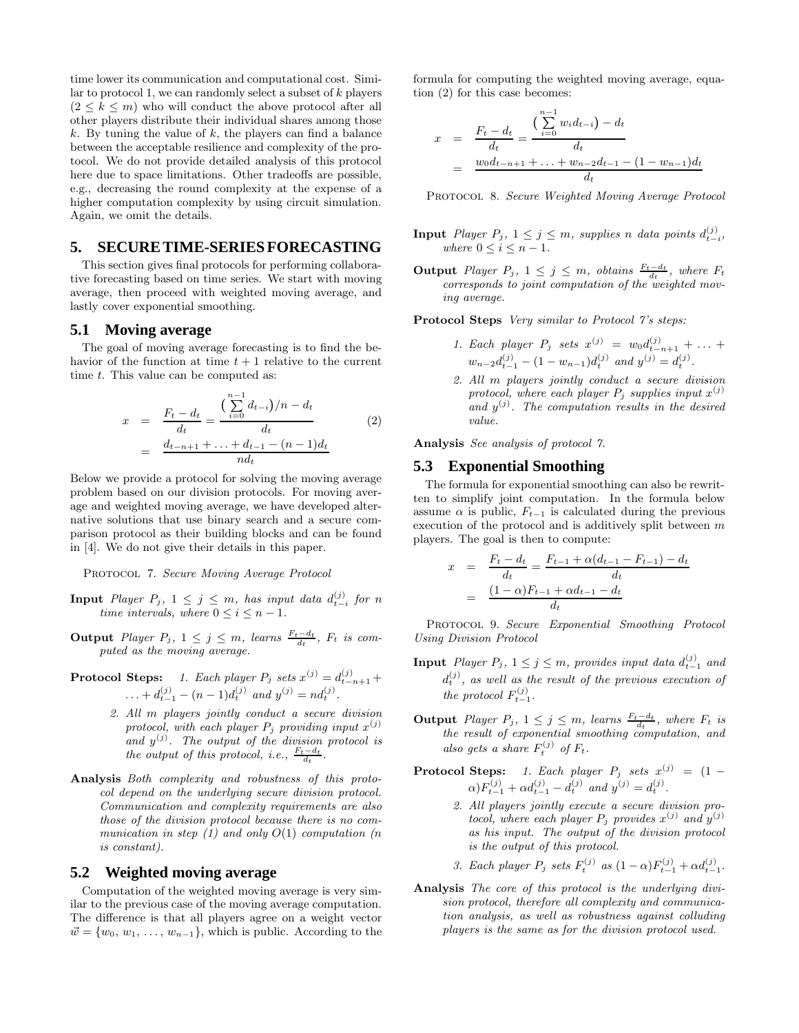time lower its communication and computational cost. Similar to protocol 1, we can randomly select a subset of $k$ players ($2 \le k \le m$) who will conduct the above protocol after all other players distribute their individual shares among those $k$. By tuning the value of $k$, the players can find a balance between the acceptable resilience and complexity of the protocol. We do not provide detailed analysis of this protocol here due to space limitations. Other tradeoffs are possible, e.g., decreasing the round complexity at the expense of a higher computation complexity by using circuit simulation. Again, we omit the details.

## 5. SECURE TIME-SERIES FORECASTING

This section gives final protocols for performing collaborative forecasting based on time series. We start with moving average, then proceed with weighted moving average, and lastly cover exponential smoothing.

### 5.1 Moving average

The goal of moving average forecasting is to find the behavior of the function at time $t+1$ relative to the current time $t$. This value can be computed as:

$$
\begin{aligned}
x &= \frac{F_t - d_t}{d_t} = \frac{\big(\sum_{i=0}^{n-1} d_{t-i}\big)/n - d_t}{d_t} \\
&= \frac{d_{t-n+1} + \ldots + d_{t-1} - (n-1)d_t}{n d_t}
\end{aligned} \tag{2}
$$

Below we provide a protocol for solving the moving average problem based on our division protocols. For moving average and weighted moving average, we have developed alternative solutions that use binary search and a secure comparison protocol as their building blocks and can be found in [4]. We do not give their details in this paper.

Protocol 7. *Secure Moving Average Protocol*

**Input** *Player $P_j$, $1 \le j \le m$, has input data $d^{(j)}_{t-i}$ for $n$ time intervals, where $0 \le i \le n-1$.*

**Output** *Player $P_j$, $1 \le j \le m$, learns $\frac{F_t - d_t}{d_t}$, $F_t$ is computed as the moving average.*

**Protocol Steps:**

1. *Each player $P_j$ sets $x^{(j)} = d^{(j)}_{t-n+1} + \ldots + d^{(j)}_{t-1} - (n-1)d^{(j)}_t$ and $y^{(j)} = n d^{(j)}_t$.*
2. *All $m$ players jointly conduct a secure division protocol, with each player $P_j$ providing input $x^{(j)}$ and $y^{(j)}$. The output of the division protocol is the output of this protocol, i.e., $\frac{F_t - d_t}{d_t}$.*

**Analysis** *Both complexity and robustness of this protocol depend on the underlying secure division protocol. Communication and complexity requirements are also those of the division protocol because there is no communication in step (1) and only $O(1)$ computation ($n$ is constant).*

### 5.2 Weighted moving average

Computation of the weighted moving average is very similar to the previous case of the moving average computation. The difference is that all players agree on a weight vector $\vec{w} = \{w_0, w_1, \ldots, w_{n-1}\}$, which is public. According to the formula for computing the weighted moving average, equation (2) for this case becomes:

$$
\begin{aligned}
x &= \frac{F_t - d_t}{d_t} = \frac{\big(\sum_{i=0}^{n-1} w_i d_{t-i}\big) - d_t}{d_t} \\
&= \frac{w_0 d_{t-n+1} + \ldots + w_{n-2} d_{t-1} - (1 - w_{n-1}) d_t}{d_t}
\end{aligned}
$$

Protocol 8. *Secure Weighted Moving Average Protocol*

**Input** *Player $P_j$, $1 \le j \le m$, supplies $n$ data points $d^{(j)}_{t-i}$, where $0 \le i \le n-1$.*

**Output** *Player $P_j$, $1 \le j \le m$, obtains $\frac{F_t - d_t}{d_t}$, where $F_t$ corresponds to joint computation of the weighted moving average.*

**Protocol Steps** *Very similar to Protocol 7's steps:*

1. *Each player $P_j$ sets $x^{(j)} = w_0 d^{(j)}_{t-n+1} + \ldots + w_{n-2} d^{(j)}_{t-1} - (1 - w_{n-1}) d^{(j)}_t$ and $y^{(j)} = d^{(j)}_t$.*
2. *All $m$ players jointly conduct a secure division protocol, where each player $P_j$ supplies input $x^{(j)}$ and $y^{(j)}$. The computation results in the desired value.*

**Analysis** *See analysis of protocol 7.*

### 5.3 Exponential Smoothing

The formula for exponential smoothing can also be rewritten to simplify joint computation. In the formula below assume $\alpha$ is public, $F_{t-1}$ is calculated during the previous execution of the protocol and is additively split between $m$ players. The goal is then to compute:

$$
\begin{aligned}
x &= \frac{F_t - d_t}{d_t} = \frac{F_{t-1} + \alpha(d_{t-1} - F_{t-1}) - d_t}{d_t} \\
&= \frac{(1-\alpha)F_{t-1} + \alpha d_{t-1} - d_t}{d_t}
\end{aligned}
$$

Protocol 9. *Secure Exponential Smoothing Protocol Using Division Protocol*

**Input** *Player $P_j$, $1 \le j \le m$, provides input data $d^{(j)}_{t-1}$ and $d^{(j)}_t$, as well as the result of the previous execution of the protocol $F^{(j)}_{t-1}$.*

**Output** *Player $P_j$, $1 \le j \le m$, learns $\frac{F_t - d_t}{d_t}$, where $F_t$ is the result of exponential smoothing computation, and also gets a share $F^{(j)}_t$ of $F_t$.*

**Protocol Steps:**

1. *Each player $P_j$ sets $x^{(j)} = (1-\alpha)F^{(j)}_{t-1} + \alpha d^{(j)}_{t-1} - d^{(j)}_t$ and $y^{(j)} = d^{(j)}_t$.*
2. *All players jointly execute a secure division protocol, where each player $P_j$ provides $x^{(j)}$ and $y^{(j)}$ as his input. The output of the division protocol is the output of this protocol.*
3. *Each player $P_j$ sets $F^{(j)}_t$ as $(1-\alpha)F^{(j)}_{t-1} + \alpha d^{(j)}_{t-1}$.*

**Analysis** *The core of this protocol is the underlying division protocol, therefore all complexity and communication analysis, as well as robustness against colluding players is the same as for the division protocol used.*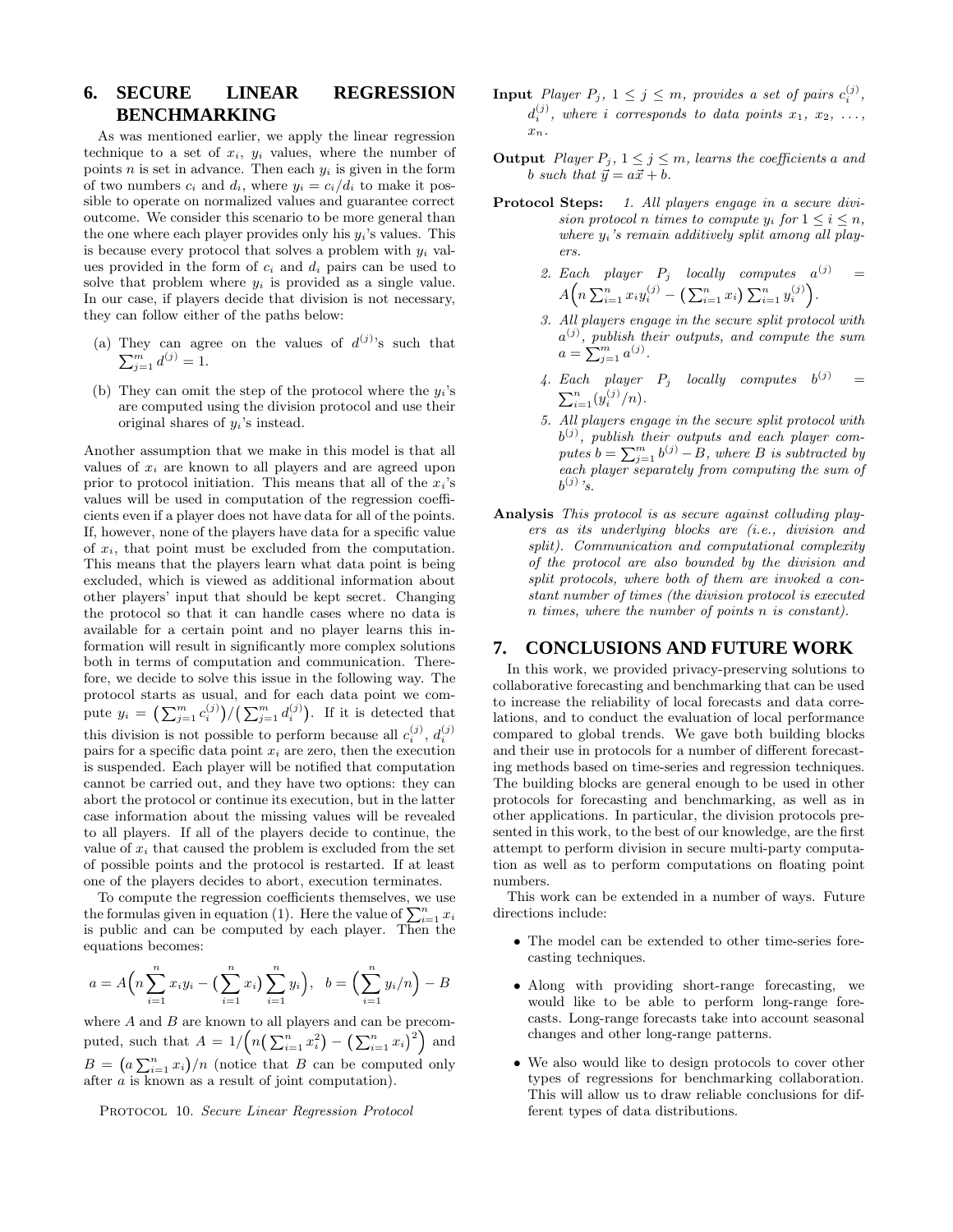## 6. SECURE LINEAR REGRESSION BENCHMARKING

As was mentioned earlier, we apply the linear regression technique to a set of $x_i$, $y_i$ values, where the number of points $n$ is set in advance. Then each $y_i$ is given in the form of two numbers $c_i$ and $d_i$, where $y_i = c_i/d_i$ to make it possible to operate on normalized values and guarantee correct outcome. We consider this scenario to be more general than the one where each player provides only his $y_i$'s values. This is because every protocol that solves a problem with $y_i$ values provided in the form of $c_i$ and $d_i$ pairs can be used to solve that problem where $y_i$ is provided as a single value. In our case, if players decide that division is not necessary, they can follow either of the paths below:

(a) They can agree on the values of $d^{(j)}$'s such that $\sum_{j=1}^{m} d^{(j)} = 1$.

(b) They can omit the step of the protocol where the $y_i$'s are computed using the division protocol and use their original shares of $y_i$'s instead.

Another assumption that we make in this model is that all values of $x_i$ are known to all players and are agreed upon prior to protocol initiation. This means that all of the $x_i$'s values will be used in computation of the regression coefficients even if a player does not have data for all of the points. If, however, none of the players have data for a specific value of $x_i$, that point must be excluded from the computation. This means that the players learn what data point is being excluded, which is viewed as additional information about other players' input that should be kept secret. Changing the protocol so that it can handle cases where no data is available for a certain point and no player learns this information will result in significantly more complex solutions both in terms of computation and communication. Therefore, we decide to solve this issue in the following way. The protocol starts as usual, and for each data point we compute $y_i = \big(\sum_{j=1}^{m} c_i^{(j)}\big)/\big(\sum_{j=1}^{m} d_i^{(j)}\big)$. If it is detected that this division is not possible to perform because all $c_i^{(j)}$, $d_i^{(j)}$ pairs for a specific data point $x_i$ are zero, then the execution is suspended. Each player will be notified that computation cannot be carried out, and they have two options: they can abort the protocol or continue its execution, but in the latter case information about the missing values will be revealed to all players. If all of the players decide to continue, the value of $x_i$ that caused the problem is excluded from the set of possible points and the protocol is restarted. If at least one of the players decides to abort, execution terminates.

To compute the regression coefficients themselves, we use the formulas given in equation (1). Here the value of $\sum_{i=1}^{n} x_i$ is public and can be computed by each player. Then the equations becomes:

$$a = A\Big(n\sum_{i=1}^{n} x_i y_i - \big(\sum_{i=1}^{n} x_i\big)\sum_{i=1}^{n} y_i\Big), \quad b = \Big(\sum_{i=1}^{n} y_i/n\Big) - B$$

where $A$ and $B$ are known to all players and can be precomputed, such that $A = 1/\Big(n\big(\sum_{i=1}^{n} x_i^2\big) - \big(\sum_{i=1}^{n} x_i\big)^2\Big)$ and $B = \big(a\sum_{i=1}^{n} x_i\big)/n$ (notice that $B$ can be computed only after $a$ is known as a result of joint computation).

PROTOCOL 10. *Secure Linear Regression Protocol*

**Input** *Player $P_j$, $1 \le j \le m$, provides a set of pairs $c_i^{(j)}$, $d_i^{(j)}$, where $i$ corresponds to data points $x_1$, $x_2$, ..., $x_n$.*

**Output** *Player $P_j$, $1 \le j \le m$, learns the coefficients $a$ and $b$ such that $\vec{y} = a\vec{x} + b$.*

**Protocol Steps:**

1. *All players engage in a secure division protocol $n$ times to compute $y_i$ for $1 \le i \le n$, where $y_i$'s remain additively split among all players.*
2. *Each player $P_j$ locally computes $a^{(j)} = A\Big(n\sum_{i=1}^{n} x_i y_i^{(j)} - \big(\sum_{i=1}^{n} x_i\big)\sum_{i=1}^{n} y_i^{(j)}\Big)$.*
3. *All players engage in the secure split protocol with $a^{(j)}$, publish their outputs, and compute the sum $a = \sum_{j=1}^{m} a^{(j)}$.*
4. *Each player $P_j$ locally computes $b^{(j)} = \sum_{i=1}^{n}(y_i^{(j)}/n)$.*
5. *All players engage in the secure split protocol with $b^{(j)}$, publish their outputs and each player computes $b = \sum_{j=1}^{m} b^{(j)} - B$, where $B$ is subtracted by each player separately from computing the sum of $b^{(j)}$'s.*

**Analysis** *This protocol is as secure against colluding players as its underlying blocks are (i.e., division and split). Communication and computational complexity of the protocol are also bounded by the division and split protocols, where both of them are invoked a constant number of times (the division protocol is executed $n$ times, where the number of points $n$ is constant).*

## 7. CONCLUSIONS AND FUTURE WORK

In this work, we provided privacy-preserving solutions to collaborative forecasting and benchmarking that can be used to increase the reliability of local forecasts and data correlations, and to conduct the evaluation of local performance compared to global trends. We gave both building blocks and their use in protocols for a number of different forecasting methods based on time-series and regression techniques. The building blocks are general enough to be used in other protocols for forecasting and benchmarking, as well as in other applications. In particular, the division protocols presented in this work, to the best of our knowledge, are the first attempt to perform division in secure multi-party computation as well as to perform computations on floating point numbers.

This work can be extended in a number of ways. Future directions include:

- The model can be extended to other time-series forecasting techniques.
- Along with providing short-range forecasting, we would like to be able to perform long-range forecasts. Long-range forecasts take into account seasonal changes and other long-range patterns.
- We also would like to design protocols to cover other types of regressions for benchmarking collaboration. This will allow us to draw reliable conclusions for different types of data distributions.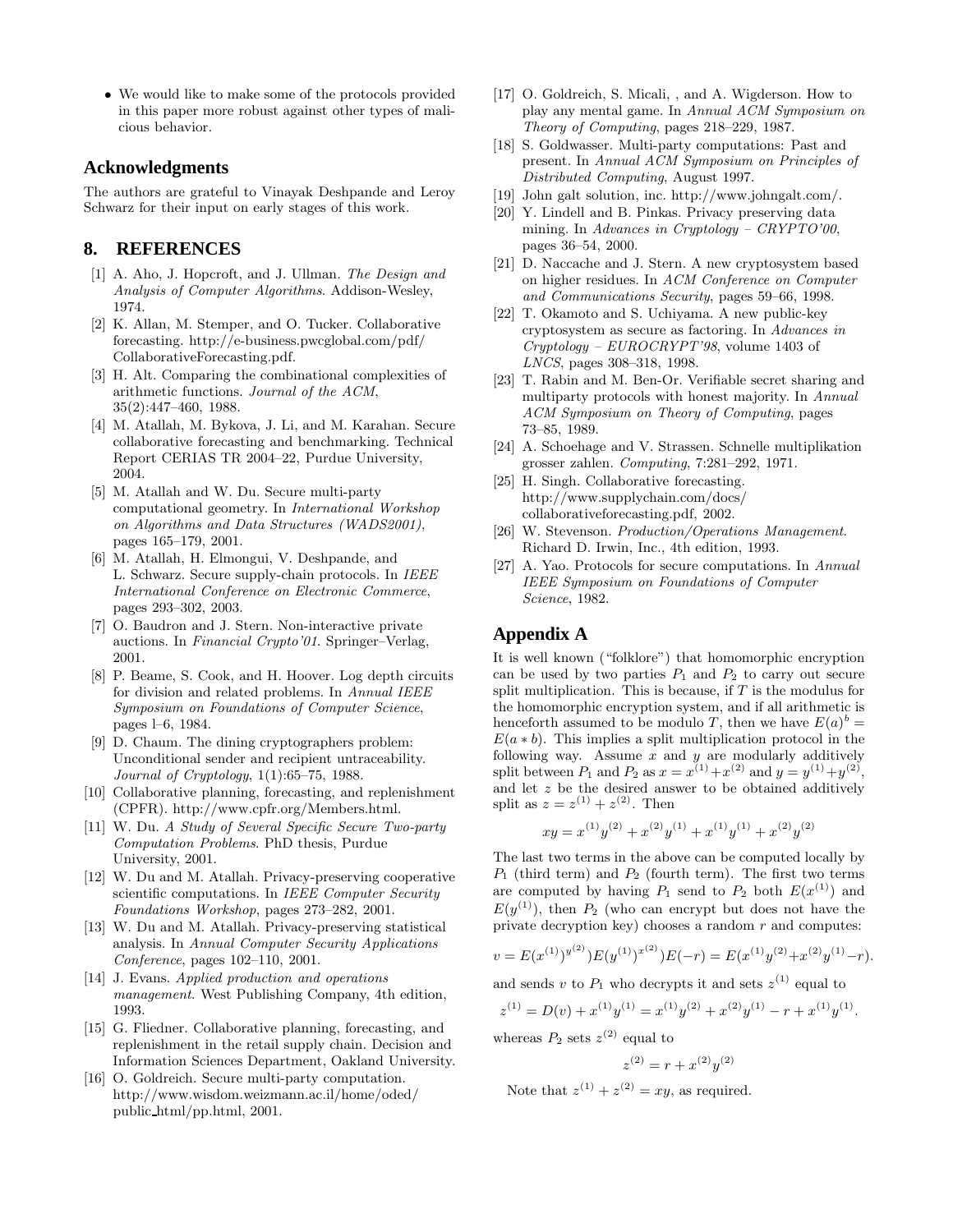- We would like to make some of the protocols provided in this paper more robust against other types of malicious behavior.

## Acknowledgments

The authors are grateful to Vinayak Deshpande and Leroy Schwarz for their input on early stages of this work.

## 8. REFERENCES

[1] A. Aho, J. Hopcroft, and J. Ullman. *The Design and Analysis of Computer Algorithms*. Addison-Wesley, 1974.

[2] K. Allan, M. Stemper, and O. Tucker. Collaborative forecasting. http://e-business.pwcglobal.com/pdf/CollaborativeForecasting.pdf.

[3] H. Alt. Comparing the combinational complexities of arithmetic functions. *Journal of the ACM*, 35(2):447–460, 1988.

[4] M. Atallah, M. Bykova, J. Li, and M. Karahan. Secure collaborative forecasting and benchmarking. Technical Report CERIAS TR 2004–22, Purdue University, 2004.

[5] M. Atallah and W. Du. Secure multi-party computational geometry. In *International Workshop on Algorithms and Data Structures (WADS2001)*, pages 165–179, 2001.

[6] M. Atallah, H. Elmongui, V. Deshpande, and L. Schwarz. Secure supply-chain protocols. In *IEEE International Conference on Electronic Commerce*, pages 293–302, 2003.

[7] O. Baudron and J. Stern. Non-interactive private auctions. In *Financial Crypto'01*. Springer–Verlag, 2001.

[8] P. Beame, S. Cook, and H. Hoover. Log depth circuits for division and related problems. In *Annual IEEE Symposium on Foundations of Computer Science*, pages l–6, 1984.

[9] D. Chaum. The dining cryptographers problem: Unconditional sender and recipient untraceability. *Journal of Cryptology*, 1(1):65–75, 1988.

[10] Collaborative planning, forecasting, and replenishment (CPFR). http://www.cpfr.org/Members.html.

[11] W. Du. *A Study of Several Specific Secure Two-party Computation Problems*. PhD thesis, Purdue University, 2001.

[12] W. Du and M. Atallah. Privacy-preserving cooperative scientific computations. In *IEEE Computer Security Foundations Workshop*, pages 273–282, 2001.

[13] W. Du and M. Atallah. Privacy-preserving statistical analysis. In *Annual Computer Security Applications Conference*, pages 102–110, 2001.

[14] J. Evans. *Applied production and operations management*. West Publishing Company, 4th edition, 1993.

[15] G. Fliedner. Collaborative planning, forecasting, and replenishment in the retail supply chain. Decision and Information Sciences Department, Oakland University.

[16] O. Goldreich. Secure multi-party computation. http://www.wisdom.weizmann.ac.il/home/oded/public_html/pp.html, 2001.

[17] O. Goldreich, S. Micali, , and A. Wigderson. How to play any mental game. In *Annual ACM Symposium on Theory of Computing*, pages 218–229, 1987.

[18] S. Goldwasser. Multi-party computations: Past and present. In *Annual ACM Symposium on Principles of Distributed Computing*, August 1997.

[19] John galt solution, inc. http://www.johngalt.com/.

[20] Y. Lindell and B. Pinkas. Privacy preserving data mining. In *Advances in Cryptology – CRYPTO'00*, pages 36–54, 2000.

[21] D. Naccache and J. Stern. A new cryptosystem based on higher residues. In *ACM Conference on Computer and Communications Security*, pages 59–66, 1998.

[22] T. Okamoto and S. Uchiyama. A new public-key cryptosystem as secure as factoring. In *Advances in Cryptology – EUROCRYPT'98*, volume 1403 of *LNCS*, pages 308–318, 1998.

[23] T. Rabin and M. Ben-Or. Verifiable secret sharing and multiparty protocols with honest majority. In *Annual ACM Symposium on Theory of Computing*, pages 73–85, 1989.

[24] A. Schoehage and V. Strassen. Schnelle multiplikation grosser zahlen. *Computing*, 7:281–292, 1971.

[25] H. Singh. Collaborative forecasting. http://www.supplychain.com/docs/collaborativeforecasting.pdf, 2002.

[26] W. Stevenson. *Production/Operations Management*. Richard D. Irwin, Inc., 4th edition, 1993.

[27] A. Yao. Protocols for secure computations. In *Annual IEEE Symposium on Foundations of Computer Science*, 1982.

## Appendix A

It is well known ("folklore") that homomorphic encryption can be used by two parties $P_1$ and $P_2$ to carry out secure split multiplication. This is because, if $T$ is the modulus for the homomorphic encryption system, and if all arithmetic is henceforth assumed to be modulo $T$, then we have $E(a)^b = E(a*b)$. This implies a split multiplication protocol in the following way. Assume $x$ and $y$ are modularly additively split between $P_1$ and $P_2$ as $x = x^{(1)} + x^{(2)}$ and $y = y^{(1)} + y^{(2)}$, and let $z$ be the desired answer to be obtained additively split as $z = z^{(1)} + z^{(2)}$. Then

$$xy = x^{(1)}y^{(2)} + x^{(2)}y^{(1)} + x^{(1)}y^{(1)} + x^{(2)}y^{(2)}$$

The last two terms in the above can be computed locally by $P_1$ (third term) and $P_2$ (fourth term). The first two terms are computed by having $P_1$ send to $P_2$ both $E(x^{(1)})$ and $E(y^{(1)})$, then $P_2$ (who can encrypt but does not have the private decryption key) chooses a random $r$ and computes:

$$v = E(x^{(1)})^{y^{(2)}} E(y^{(1)})^{x^{(2)}} E(-r) = E(x^{(1)}y^{(2)} + x^{(2)}y^{(1)} - r).$$

and sends $v$ to $P_1$ who decrypts it and sets $z^{(1)}$ equal to

$$z^{(1)} = D(v) + x^{(1)}y^{(1)} = x^{(1)}y^{(2)} + x^{(2)}y^{(1)} - r + x^{(1)}y^{(1)}.$$

whereas $P_2$ sets $z^{(2)}$ equal to

$$z^{(2)} = r + x^{(2)}y^{(2)}$$

Note that $z^{(1)} + z^{(2)} = xy$, as required.